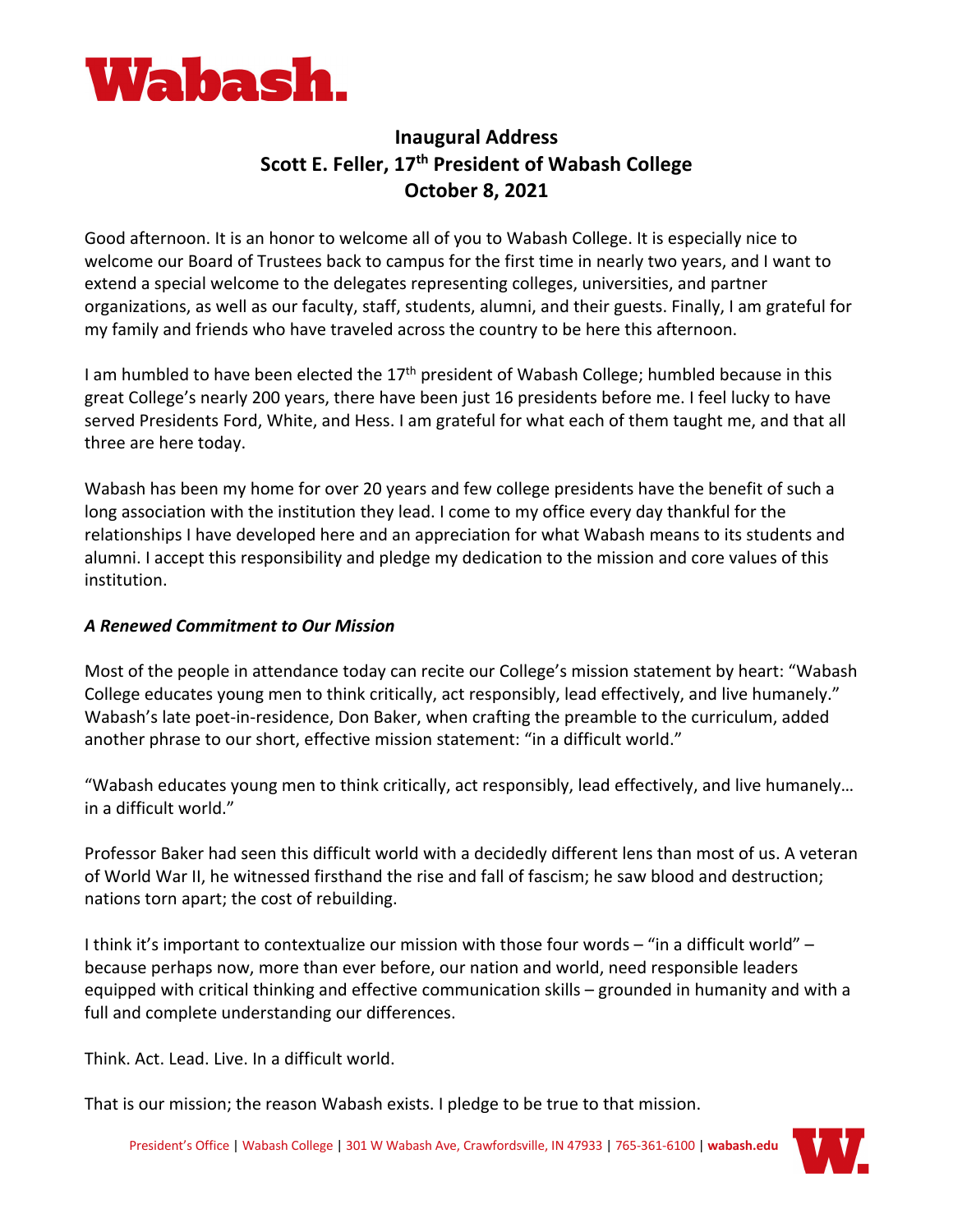# Inaugural Address
## Scott E. Feller, 17th President of Wabash College
## October 8, 2021

Good afternoon. It is an honor to welcome all of you to Wabash College. It is especially nice to welcome our Board of Trustees back to campus for the first time in nearly two years, and I want to extend a special welcome to the delegates representing colleges, universities, and partner organizations, as well as our faculty, staff, students, alumni, and their guests. Finally, I am grateful for my family and friends who have traveled across the country to be here this afternoon.

I am humbled to have been elected the 17th president of Wabash College; humbled because in this great College's nearly 200 years, there have been just 16 presidents before me. I feel lucky to have served Presidents Ford, White, and Hess. I am grateful for what each of them taught me, and that all three are here today.

Wabash has been my home for over 20 years and few college presidents have the benefit of such a long association with the institution they lead. I come to my office every day thankful for the relationships I have developed here and an appreciation for what Wabash means to its students and alumni. I accept this responsibility and pledge my dedication to the mission and core values of this institution.

### *A Renewed Commitment to Our Mission*

Most of the people in attendance today can recite our College's mission statement by heart: "Wabash College educates young men to think critically, act responsibly, lead effectively, and live humanely." Wabash's late poet-in-residence, Don Baker, when crafting the preamble to the curriculum, added another phrase to our short, effective mission statement: "in a difficult world."

"Wabash educates young men to think critically, act responsibly, lead effectively, and live humanely… in a difficult world."

Professor Baker had seen this difficult world with a decidedly different lens than most of us. A veteran of World War II, he witnessed firsthand the rise and fall of fascism; he saw blood and destruction; nations torn apart; the cost of rebuilding.

I think it's important to contextualize our mission with those four words – "in a difficult world" – because perhaps now, more than ever before, our nation and world, need responsible leaders equipped with critical thinking and effective communication skills – grounded in humanity and with a full and complete understanding our differences.

Think. Act. Lead. Live. In a difficult world.

That is our mission; the reason Wabash exists. I pledge to be true to that mission.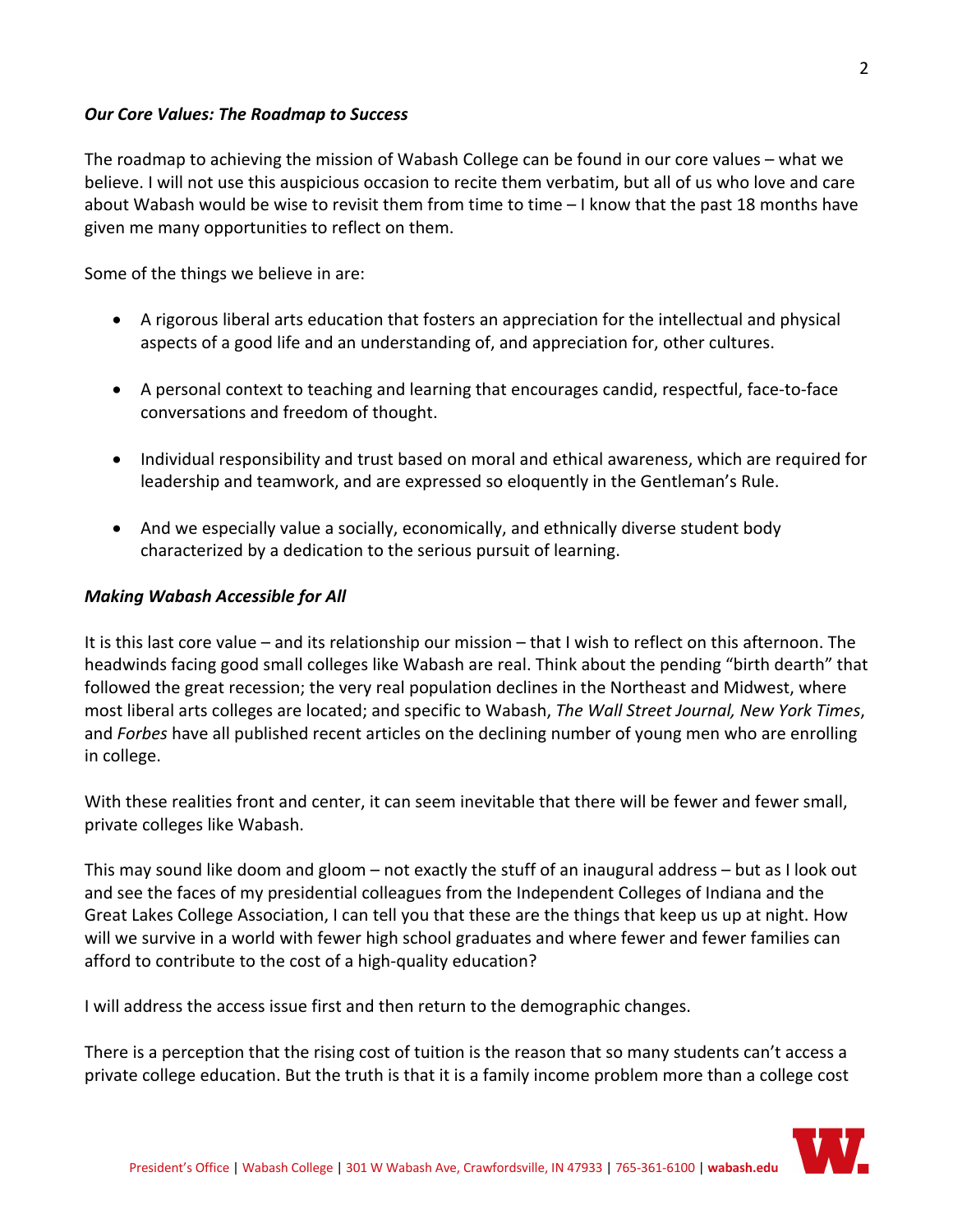### *Our Core Values: The Roadmap to Success*

The roadmap to achieving the mission of Wabash College can be found in our core values – what we believe. I will not use this auspicious occasion to recite them verbatim, but all of us who love and care about Wabash would be wise to revisit them from time to time – I know that the past 18 months have given me many opportunities to reflect on them.

Some of the things we believe in are:

- A rigorous liberal arts education that fosters an appreciation for the intellectual and physical aspects of a good life and an understanding of, and appreciation for, other cultures.
- A personal context to teaching and learning that encourages candid, respectful, face-to-face conversations and freedom of thought.
- Individual responsibility and trust based on moral and ethical awareness, which are required for leadership and teamwork, and are expressed so eloquently in the Gentleman's Rule.
- And we especially value a socially, economically, and ethnically diverse student body characterized by a dedication to the serious pursuit of learning.

### *Making Wabash Accessible for All*

It is this last core value – and its relationship our mission – that I wish to reflect on this afternoon. The headwinds facing good small colleges like Wabash are real. Think about the pending "birth dearth" that followed the great recession; the very real population declines in the Northeast and Midwest, where most liberal arts colleges are located; and specific to Wabash, *The Wall Street Journal, New York Times*, and *Forbes* have all published recent articles on the declining number of young men who are enrolling in college.

With these realities front and center, it can seem inevitable that there will be fewer and fewer small, private colleges like Wabash.

This may sound like doom and gloom – not exactly the stuff of an inaugural address – but as I look out and see the faces of my presidential colleagues from the Independent Colleges of Indiana and the Great Lakes College Association, I can tell you that these are the things that keep us up at night. How will we survive in a world with fewer high school graduates and where fewer and fewer families can afford to contribute to the cost of a high-quality education?

I will address the access issue first and then return to the demographic changes.

There is a perception that the rising cost of tuition is the reason that so many students can't access a private college education. But the truth is that it is a family income problem more than a college cost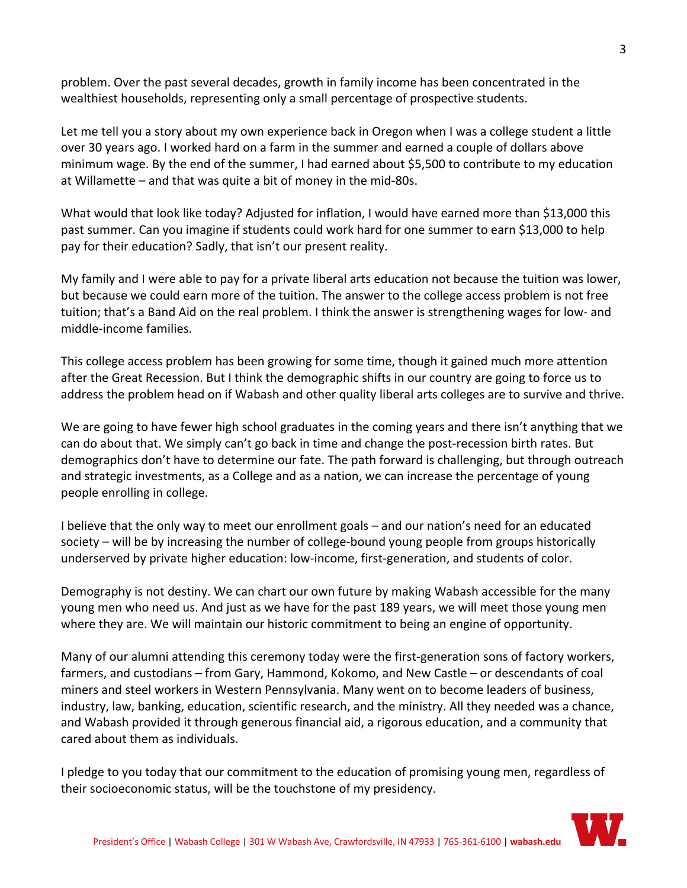problem. Over the past several decades, growth in family income has been concentrated in the wealthiest households, representing only a small percentage of prospective students.

Let me tell you a story about my own experience back in Oregon when I was a college student a little over 30 years ago. I worked hard on a farm in the summer and earned a couple of dollars above minimum wage. By the end of the summer, I had earned about $5,500 to contribute to my education at Willamette – and that was quite a bit of money in the mid-80s.

What would that look like today? Adjusted for inflation, I would have earned more than $13,000 this past summer. Can you imagine if students could work hard for one summer to earn $13,000 to help pay for their education? Sadly, that isn't our present reality.

My family and I were able to pay for a private liberal arts education not because the tuition was lower, but because we could earn more of the tuition. The answer to the college access problem is not free tuition; that's a Band Aid on the real problem. I think the answer is strengthening wages for low- and middle-income families.

This college access problem has been growing for some time, though it gained much more attention after the Great Recession. But I think the demographic shifts in our country are going to force us to address the problem head on if Wabash and other quality liberal arts colleges are to survive and thrive.

We are going to have fewer high school graduates in the coming years and there isn't anything that we can do about that. We simply can't go back in time and change the post-recession birth rates. But demographics don't have to determine our fate. The path forward is challenging, but through outreach and strategic investments, as a College and as a nation, we can increase the percentage of young people enrolling in college.

I believe that the only way to meet our enrollment goals – and our nation's need for an educated society – will be by increasing the number of college-bound young people from groups historically underserved by private higher education: low-income, first-generation, and students of color.

Demography is not destiny. We can chart our own future by making Wabash accessible for the many young men who need us. And just as we have for the past 189 years, we will meet those young men where they are. We will maintain our historic commitment to being an engine of opportunity.

Many of our alumni attending this ceremony today were the first-generation sons of factory workers, farmers, and custodians – from Gary, Hammond, Kokomo, and New Castle – or descendants of coal miners and steel workers in Western Pennsylvania. Many went on to become leaders of business, industry, law, banking, education, scientific research, and the ministry. All they needed was a chance, and Wabash provided it through generous financial aid, a rigorous education, and a community that cared about them as individuals.

I pledge to you today that our commitment to the education of promising young men, regardless of their socioeconomic status, will be the touchstone of my presidency.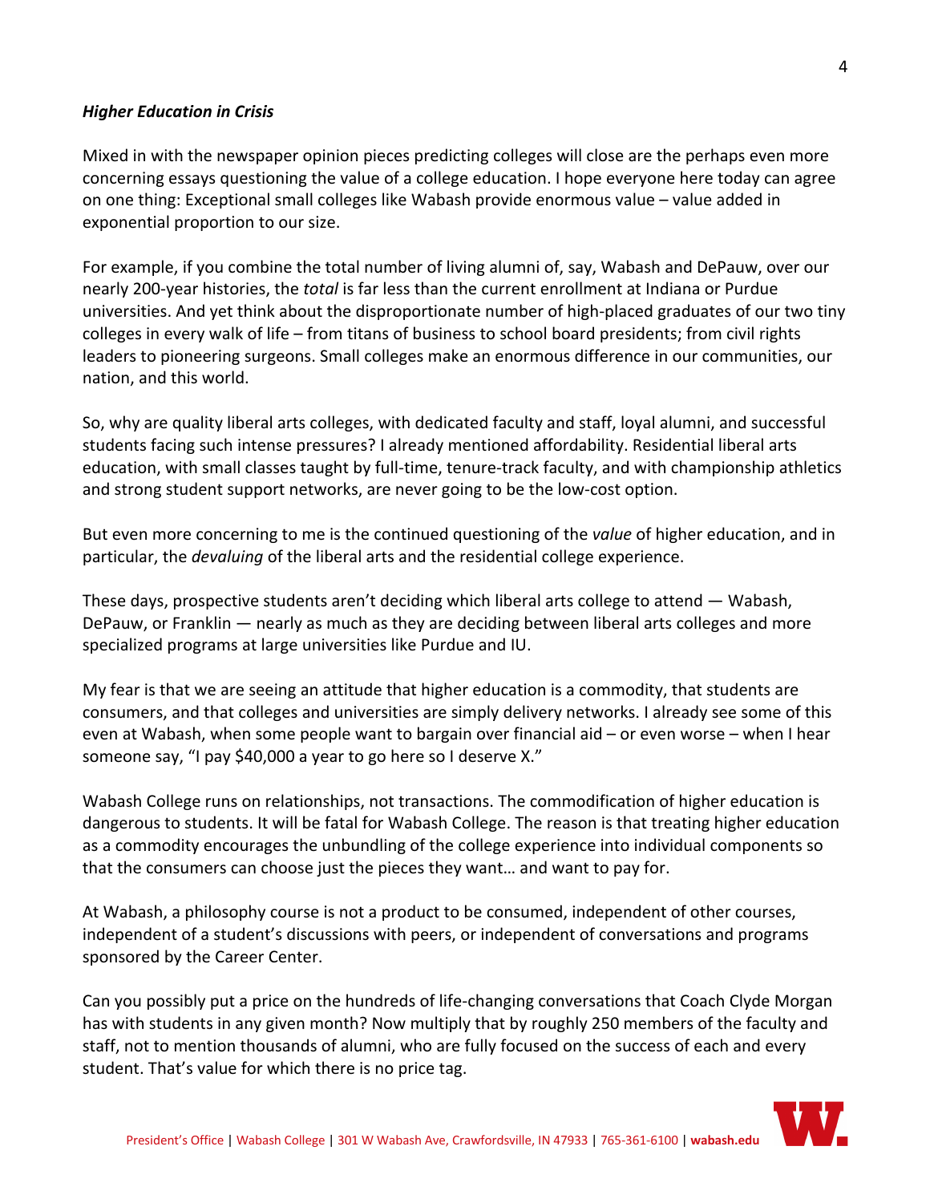***Higher Education in Crisis***

Mixed in with the newspaper opinion pieces predicting colleges will close are the perhaps even more concerning essays questioning the value of a college education. I hope everyone here today can agree on one thing: Exceptional small colleges like Wabash provide enormous value – value added in exponential proportion to our size.

For example, if you combine the total number of living alumni of, say, Wabash and DePauw, over our nearly 200-year histories, the *total* is far less than the current enrollment at Indiana or Purdue universities. And yet think about the disproportionate number of high-placed graduates of our two tiny colleges in every walk of life – from titans of business to school board presidents; from civil rights leaders to pioneering surgeons. Small colleges make an enormous difference in our communities, our nation, and this world.

So, why are quality liberal arts colleges, with dedicated faculty and staff, loyal alumni, and successful students facing such intense pressures? I already mentioned affordability. Residential liberal arts education, with small classes taught by full-time, tenure-track faculty, and with championship athletics and strong student support networks, are never going to be the low-cost option.

But even more concerning to me is the continued questioning of the *value* of higher education, and in particular, the *devaluing* of the liberal arts and the residential college experience.

These days, prospective students aren't deciding which liberal arts college to attend — Wabash, DePauw, or Franklin — nearly as much as they are deciding between liberal arts colleges and more specialized programs at large universities like Purdue and IU.

My fear is that we are seeing an attitude that higher education is a commodity, that students are consumers, and that colleges and universities are simply delivery networks. I already see some of this even at Wabash, when some people want to bargain over financial aid – or even worse – when I hear someone say, "I pay $40,000 a year to go here so I deserve X."

Wabash College runs on relationships, not transactions. The commodification of higher education is dangerous to students. It will be fatal for Wabash College. The reason is that treating higher education as a commodity encourages the unbundling of the college experience into individual components so that the consumers can choose just the pieces they want… and want to pay for.

At Wabash, a philosophy course is not a product to be consumed, independent of other courses, independent of a student's discussions with peers, or independent of conversations and programs sponsored by the Career Center.

Can you possibly put a price on the hundreds of life-changing conversations that Coach Clyde Morgan has with students in any given month? Now multiply that by roughly 250 members of the faculty and staff, not to mention thousands of alumni, who are fully focused on the success of each and every student. That's value for which there is no price tag.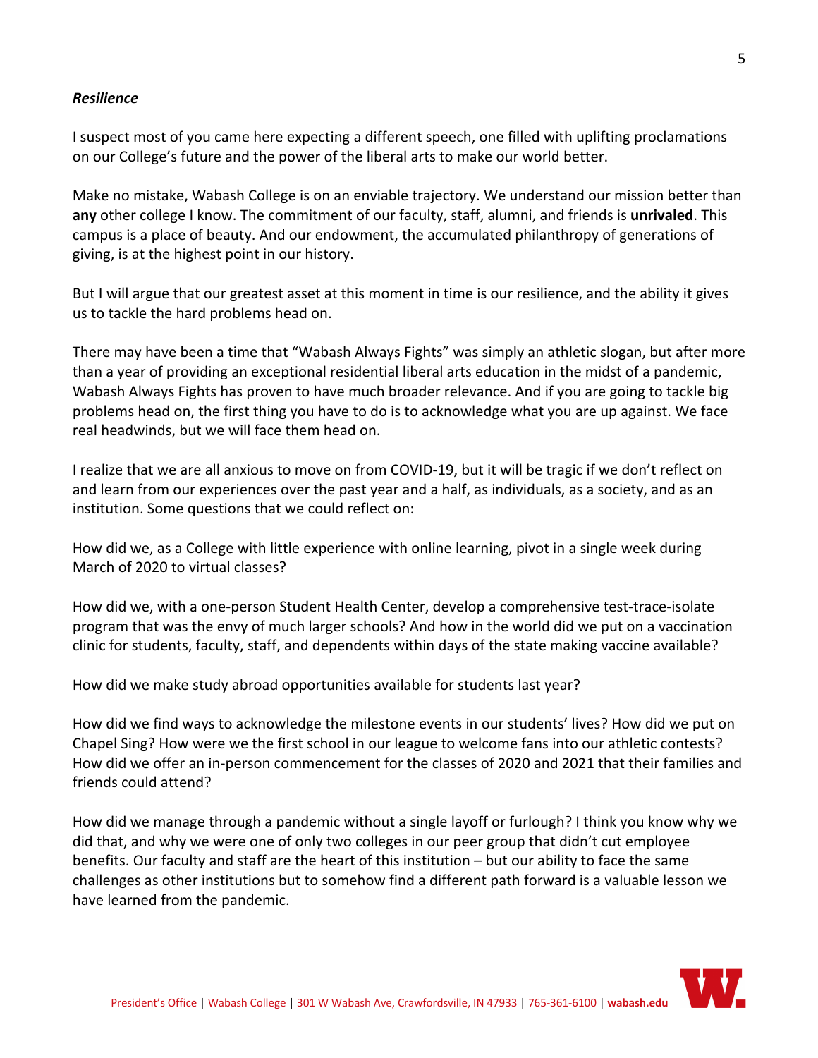***Resilience***

I suspect most of you came here expecting a different speech, one filled with uplifting proclamations on our College's future and the power of the liberal arts to make our world better.

Make no mistake, Wabash College is on an enviable trajectory. We understand our mission better than **any** other college I know. The commitment of our faculty, staff, alumni, and friends is **unrivaled**. This campus is a place of beauty. And our endowment, the accumulated philanthropy of generations of giving, is at the highest point in our history.

But I will argue that our greatest asset at this moment in time is our resilience, and the ability it gives us to tackle the hard problems head on.

There may have been a time that "Wabash Always Fights" was simply an athletic slogan, but after more than a year of providing an exceptional residential liberal arts education in the midst of a pandemic, Wabash Always Fights has proven to have much broader relevance. And if you are going to tackle big problems head on, the first thing you have to do is to acknowledge what you are up against. We face real headwinds, but we will face them head on.

I realize that we are all anxious to move on from COVID-19, but it will be tragic if we don't reflect on and learn from our experiences over the past year and a half, as individuals, as a society, and as an institution. Some questions that we could reflect on:

How did we, as a College with little experience with online learning, pivot in a single week during March of 2020 to virtual classes?

How did we, with a one-person Student Health Center, develop a comprehensive test-trace-isolate program that was the envy of much larger schools? And how in the world did we put on a vaccination clinic for students, faculty, staff, and dependents within days of the state making vaccine available?

How did we make study abroad opportunities available for students last year?

How did we find ways to acknowledge the milestone events in our students' lives? How did we put on Chapel Sing? How were we the first school in our league to welcome fans into our athletic contests? How did we offer an in-person commencement for the classes of 2020 and 2021 that their families and friends could attend?

How did we manage through a pandemic without a single layoff or furlough? I think you know why we did that, and why we were one of only two colleges in our peer group that didn't cut employee benefits. Our faculty and staff are the heart of this institution – but our ability to face the same challenges as other institutions but to somehow find a different path forward is a valuable lesson we have learned from the pandemic.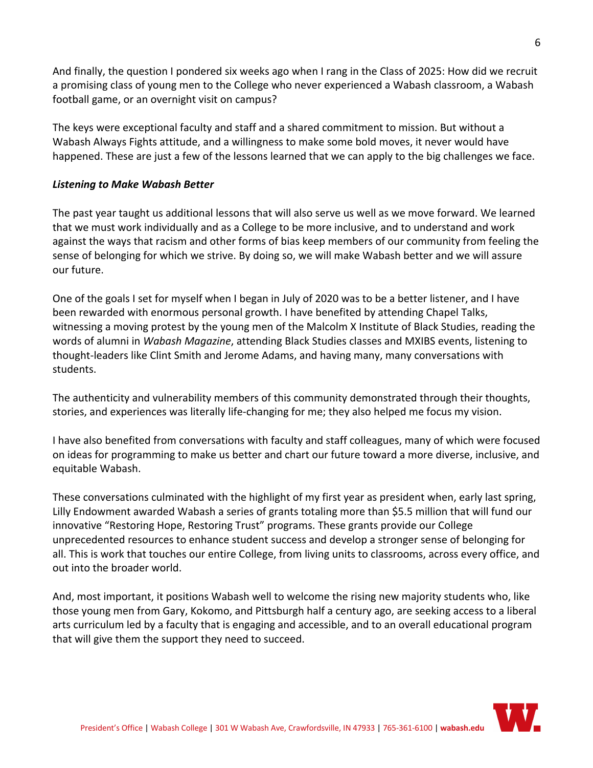And finally, the question I pondered six weeks ago when I rang in the Class of 2025: How did we recruit a promising class of young men to the College who never experienced a Wabash classroom, a Wabash football game, or an overnight visit on campus?

The keys were exceptional faculty and staff and a shared commitment to mission. But without a Wabash Always Fights attitude, and a willingness to make some bold moves, it never would have happened. These are just a few of the lessons learned that we can apply to the big challenges we face.

***Listening to Make Wabash Better***

The past year taught us additional lessons that will also serve us well as we move forward. We learned that we must work individually and as a College to be more inclusive, and to understand and work against the ways that racism and other forms of bias keep members of our community from feeling the sense of belonging for which we strive. By doing so, we will make Wabash better and we will assure our future.

One of the goals I set for myself when I began in July of 2020 was to be a better listener, and I have been rewarded with enormous personal growth. I have benefited by attending Chapel Talks, witnessing a moving protest by the young men of the Malcolm X Institute of Black Studies, reading the words of alumni in *Wabash Magazine*, attending Black Studies classes and MXIBS events, listening to thought-leaders like Clint Smith and Jerome Adams, and having many, many conversations with students.

The authenticity and vulnerability members of this community demonstrated through their thoughts, stories, and experiences was literally life-changing for me; they also helped me focus my vision.

I have also benefited from conversations with faculty and staff colleagues, many of which were focused on ideas for programming to make us better and chart our future toward a more diverse, inclusive, and equitable Wabash.

These conversations culminated with the highlight of my first year as president when, early last spring, Lilly Endowment awarded Wabash a series of grants totaling more than $5.5 million that will fund our innovative "Restoring Hope, Restoring Trust" programs. These grants provide our College unprecedented resources to enhance student success and develop a stronger sense of belonging for all. This is work that touches our entire College, from living units to classrooms, across every office, and out into the broader world.

And, most important, it positions Wabash well to welcome the rising new majority students who, like those young men from Gary, Kokomo, and Pittsburgh half a century ago, are seeking access to a liberal arts curriculum led by a faculty that is engaging and accessible, and to an overall educational program that will give them the support they need to succeed.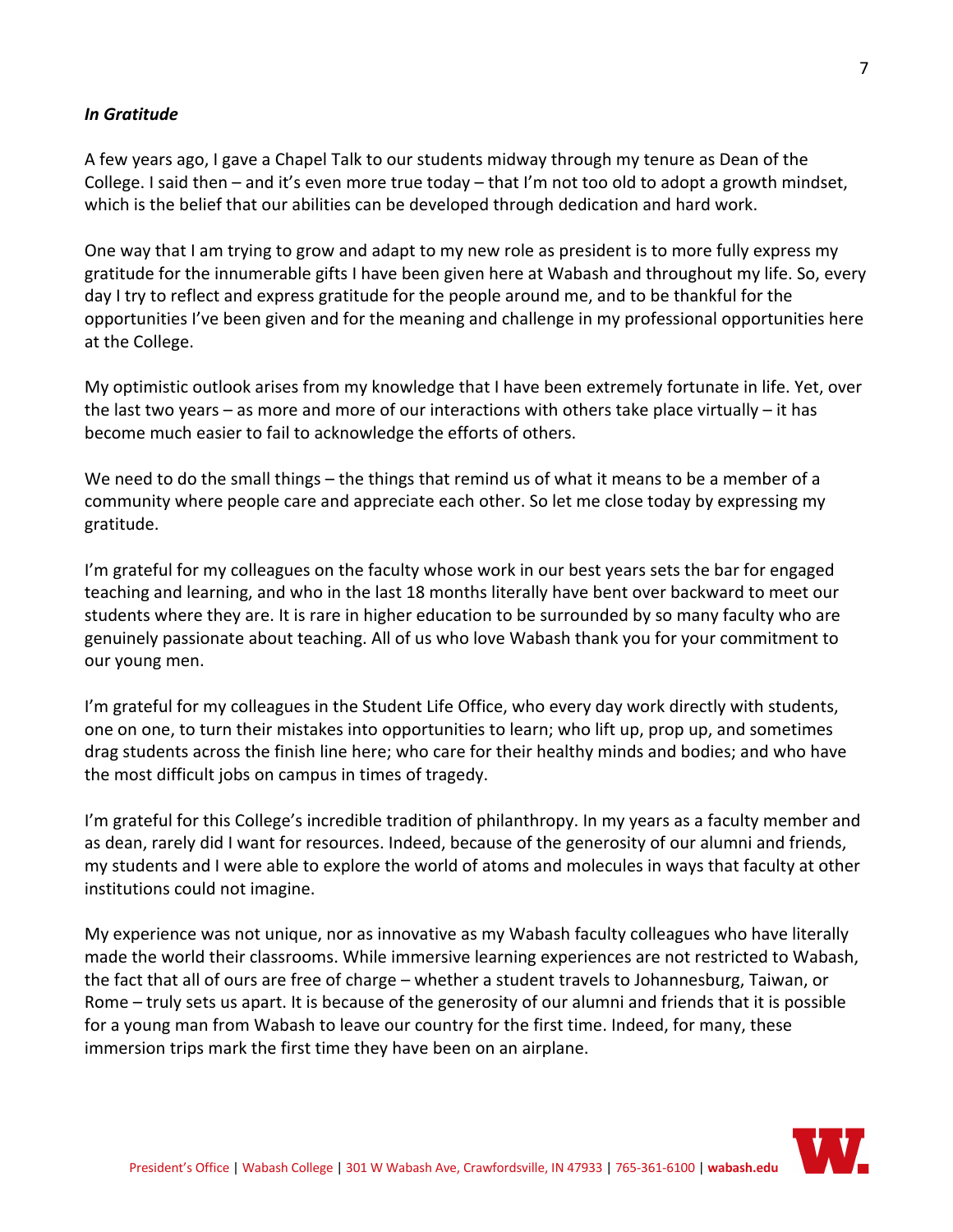***In Gratitude***

A few years ago, I gave a Chapel Talk to our students midway through my tenure as Dean of the College. I said then – and it's even more true today – that I'm not too old to adopt a growth mindset, which is the belief that our abilities can be developed through dedication and hard work.

One way that I am trying to grow and adapt to my new role as president is to more fully express my gratitude for the innumerable gifts I have been given here at Wabash and throughout my life. So, every day I try to reflect and express gratitude for the people around me, and to be thankful for the opportunities I've been given and for the meaning and challenge in my professional opportunities here at the College.

My optimistic outlook arises from my knowledge that I have been extremely fortunate in life. Yet, over the last two years – as more and more of our interactions with others take place virtually – it has become much easier to fail to acknowledge the efforts of others.

We need to do the small things – the things that remind us of what it means to be a member of a community where people care and appreciate each other. So let me close today by expressing my gratitude.

I'm grateful for my colleagues on the faculty whose work in our best years sets the bar for engaged teaching and learning, and who in the last 18 months literally have bent over backward to meet our students where they are. It is rare in higher education to be surrounded by so many faculty who are genuinely passionate about teaching. All of us who love Wabash thank you for your commitment to our young men.

I'm grateful for my colleagues in the Student Life Office, who every day work directly with students, one on one, to turn their mistakes into opportunities to learn; who lift up, prop up, and sometimes drag students across the finish line here; who care for their healthy minds and bodies; and who have the most difficult jobs on campus in times of tragedy.

I'm grateful for this College's incredible tradition of philanthropy. In my years as a faculty member and as dean, rarely did I want for resources. Indeed, because of the generosity of our alumni and friends, my students and I were able to explore the world of atoms and molecules in ways that faculty at other institutions could not imagine.

My experience was not unique, nor as innovative as my Wabash faculty colleagues who have literally made the world their classrooms. While immersive learning experiences are not restricted to Wabash, the fact that all of ours are free of charge – whether a student travels to Johannesburg, Taiwan, or Rome – truly sets us apart. It is because of the generosity of our alumni and friends that it is possible for a young man from Wabash to leave our country for the first time. Indeed, for many, these immersion trips mark the first time they have been on an airplane.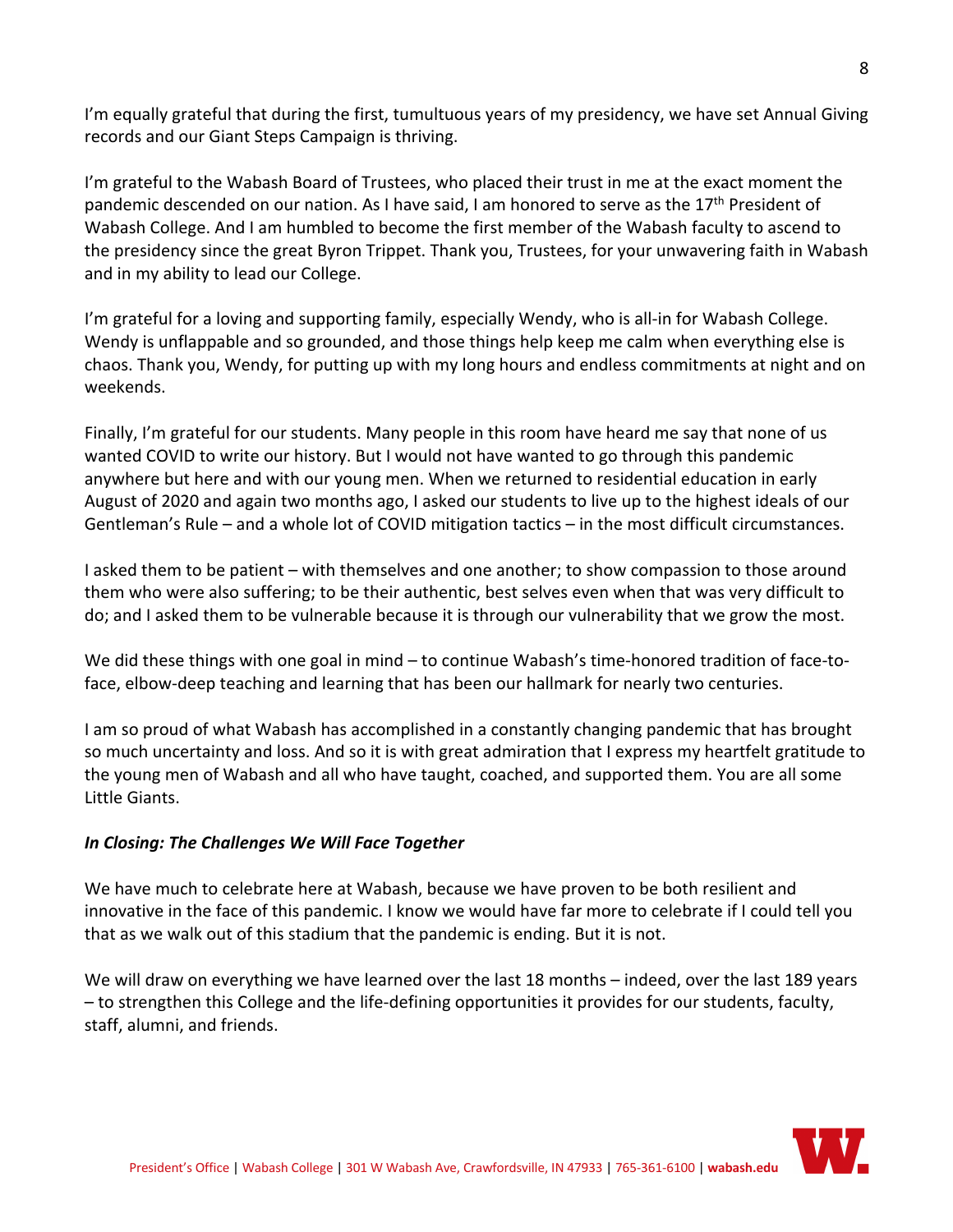I'm equally grateful that during the first, tumultuous years of my presidency, we have set Annual Giving records and our Giant Steps Campaign is thriving.

I'm grateful to the Wabash Board of Trustees, who placed their trust in me at the exact moment the pandemic descended on our nation. As I have said, I am honored to serve as the 17th President of Wabash College. And I am humbled to become the first member of the Wabash faculty to ascend to the presidency since the great Byron Trippet. Thank you, Trustees, for your unwavering faith in Wabash and in my ability to lead our College.

I'm grateful for a loving and supporting family, especially Wendy, who is all-in for Wabash College. Wendy is unflappable and so grounded, and those things help keep me calm when everything else is chaos. Thank you, Wendy, for putting up with my long hours and endless commitments at night and on weekends.

Finally, I'm grateful for our students. Many people in this room have heard me say that none of us wanted COVID to write our history. But I would not have wanted to go through this pandemic anywhere but here and with our young men. When we returned to residential education in early August of 2020 and again two months ago, I asked our students to live up to the highest ideals of our Gentleman's Rule – and a whole lot of COVID mitigation tactics – in the most difficult circumstances.

I asked them to be patient – with themselves and one another; to show compassion to those around them who were also suffering; to be their authentic, best selves even when that was very difficult to do; and I asked them to be vulnerable because it is through our vulnerability that we grow the most.

We did these things with one goal in mind – to continue Wabash's time-honored tradition of face-to-face, elbow-deep teaching and learning that has been our hallmark for nearly two centuries.

I am so proud of what Wabash has accomplished in a constantly changing pandemic that has brought so much uncertainty and loss. And so it is with great admiration that I express my heartfelt gratitude to the young men of Wabash and all who have taught, coached, and supported them. You are all some Little Giants.

***In Closing: The Challenges We Will Face Together***

We have much to celebrate here at Wabash, because we have proven to be both resilient and innovative in the face of this pandemic. I know we would have far more to celebrate if I could tell you that as we walk out of this stadium that the pandemic is ending. But it is not.

We will draw on everything we have learned over the last 18 months – indeed, over the last 189 years – to strengthen this College and the life-defining opportunities it provides for our students, faculty, staff, alumni, and friends.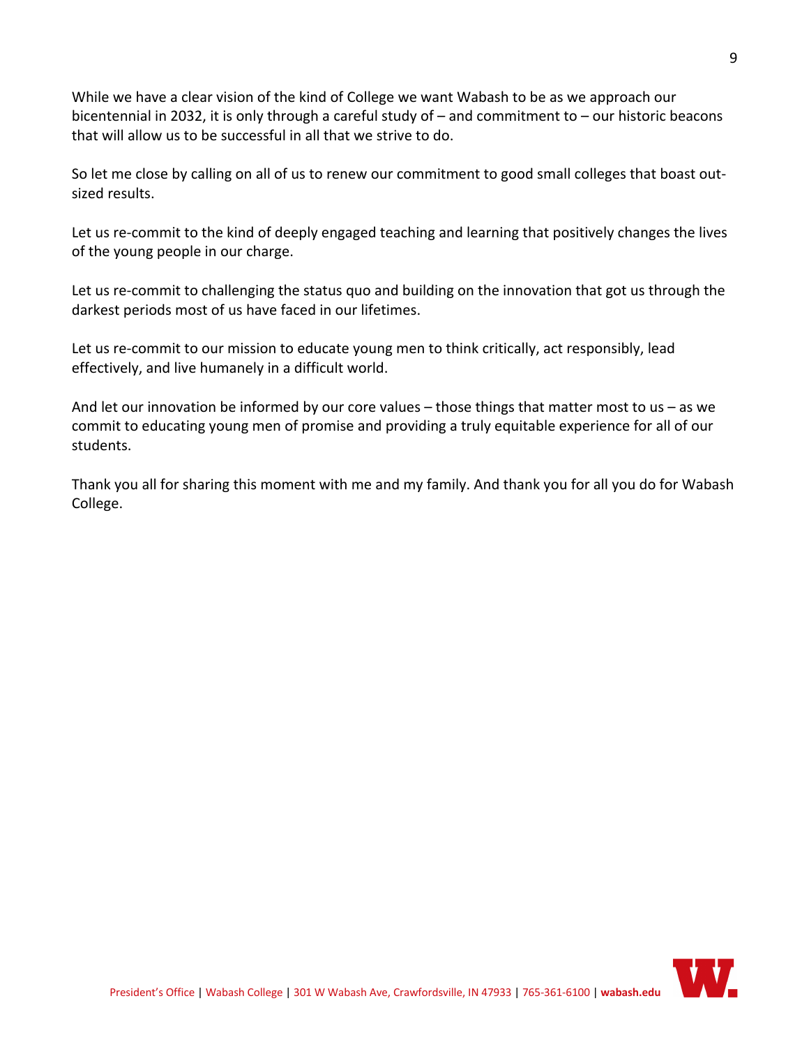While we have a clear vision of the kind of College we want Wabash to be as we approach our bicentennial in 2032, it is only through a careful study of – and commitment to – our historic beacons that will allow us to be successful in all that we strive to do.

So let me close by calling on all of us to renew our commitment to good small colleges that boast out-sized results.

Let us re-commit to the kind of deeply engaged teaching and learning that positively changes the lives of the young people in our charge.

Let us re-commit to challenging the status quo and building on the innovation that got us through the darkest periods most of us have faced in our lifetimes.

Let us re-commit to our mission to educate young men to think critically, act responsibly, lead effectively, and live humanely in a difficult world.

And let our innovation be informed by our core values – those things that matter most to us – as we commit to educating young men of promise and providing a truly equitable experience for all of our students.

Thank you all for sharing this moment with me and my family. And thank you for all you do for Wabash College.